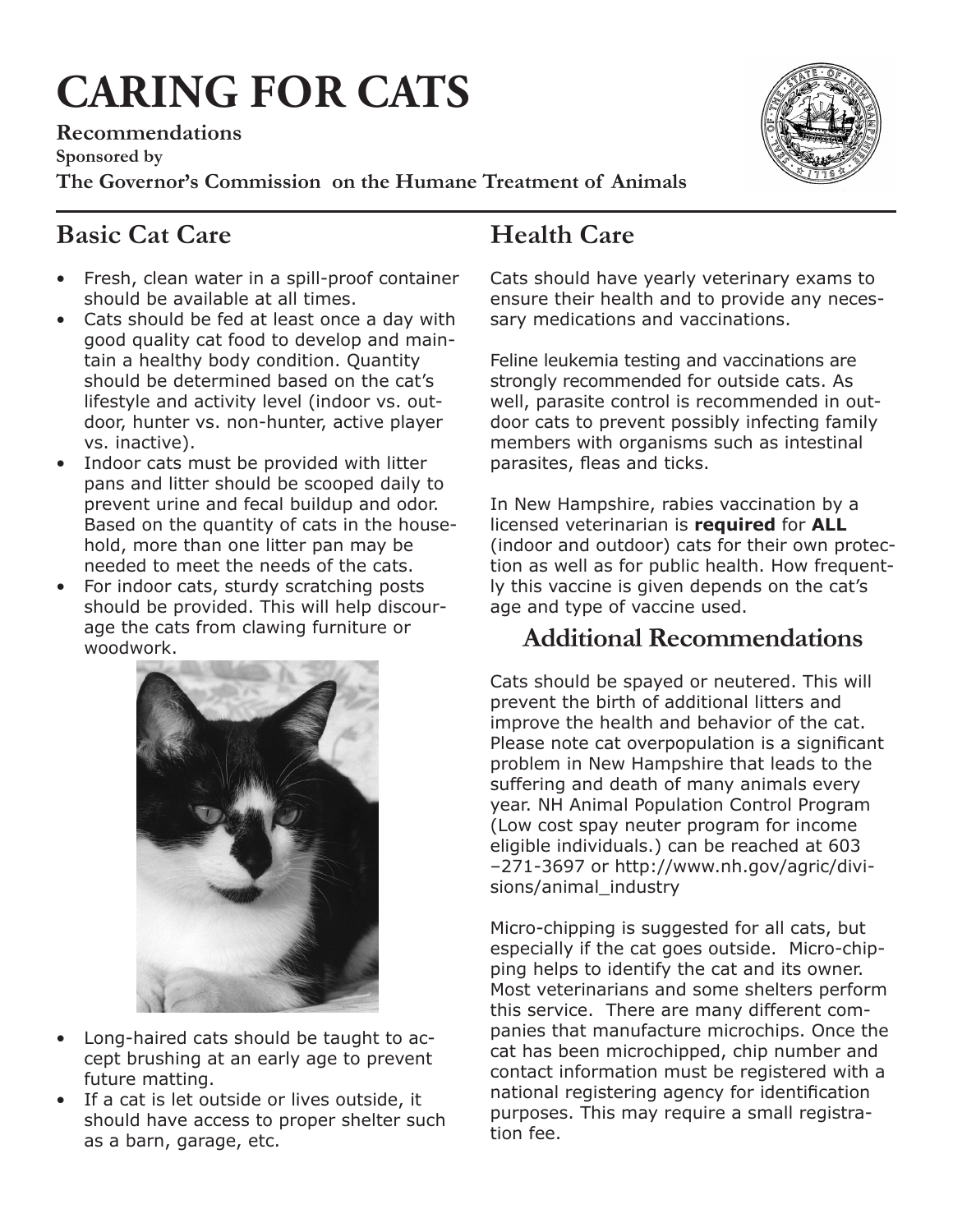# CARING FOR CATS

**Recommendations**

**Sponsored by**

**The Governor's Commission on the Humane Treatment of Animals**

## Basic Cat Care

- Fresh, clean water in a spill-proof container should be available at all times.
- Cats should be fed at least once a day with good quality cat food to develop and maintain a healthy body condition. Quantity should be determined based on the cat's lifestyle and activity level (indoor vs. outdoor, hunter vs. non-hunter, active player vs. inactive).
- Indoor cats must be provided with litter pans and litter should be scooped daily to prevent urine and fecal buildup and odor. Based on the quantity of cats in the household, more than one litter pan may be needed to meet the needs of the cats.
- For indoor cats, sturdy scratching posts should be provided. This will help discourage the cats from clawing furniture or woodwork.
- Long-haired cats should be taught to accept brushing at an early age to prevent future matting.
- If a cat is let outside or lives outside, it should have access to proper shelter such as a barn, garage, etc.

## Health Care

Cats should have yearly veterinary exams to ensure their health and to provide any necessary medications and vaccinations.

Feline leukemia testing and vaccinations are strongly recommended for outside cats. As well, parasite control is recommended in outdoor cats to prevent possibly infecting family members with organisms such as intestinal parasites, fleas and ticks.

In New Hampshire, rabies vaccination by a licensed veterinarian is **required** for **ALL** (indoor and outdoor) cats for their own protection as well as for public health. How frequently this vaccine is given depends on the cat's age and type of vaccine used.

## Additional Recommendations

Cats should be spayed or neutered. This will prevent the birth of additional litters and improve the health and behavior of the cat. Please note cat overpopulation is a significant problem in New Hampshire that leads to the suffering and death of many animals every year. NH Animal Population Control Program (Low cost spay neuter program for income eligible individuals.) can be reached at 603 –271-3697 or http://www.nh.gov/agric/divisions/animal_industry

Micro-chipping is suggested for all cats, but especially if the cat goes outside. Micro-chipping helps to identify the cat and its owner. Most veterinarians and some shelters perform this service. There are many different companies that manufacture microchips. Once the cat has been microchipped, chip number and contact information must be registered with a national registering agency for identification purposes. This may require a small registration fee.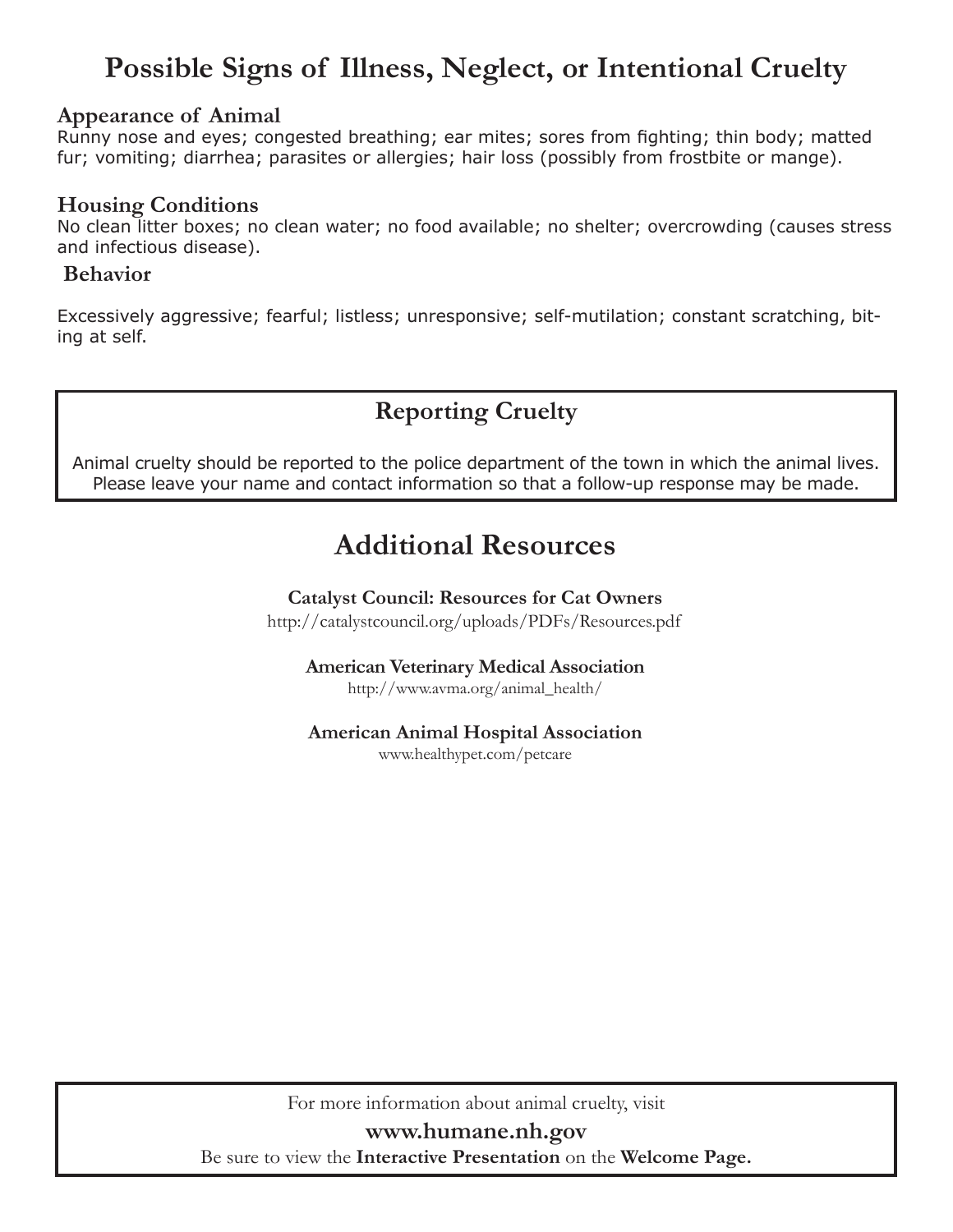# Possible Signs of Illness, Neglect, or Intentional Cruelty

### Appearance of Animal

Runny nose and eyes; congested breathing; ear mites; sores from fighting; thin body; matted fur; vomiting; diarrhea; parasites or allergies; hair loss (possibly from frostbite or mange).

### Housing Conditions

No clean litter boxes; no clean water; no food available; no shelter; overcrowding (causes stress and infectious disease).

### Behavior

Excessively aggressive; fearful; listless; unresponsive; self-mutilation; constant scratching, biting at self.

## Reporting Cruelty

Animal cruelty should be reported to the police department of the town in which the animal lives. Please leave your name and contact information so that a follow-up response may be made.

# Additional Resources

**Catalyst Council: Resources for Cat Owners**
http://catalystcouncil.org/uploads/PDFs/Resources.pdf

**American Veterinary Medical Association**
http://www.avma.org/animal_health/

**American Animal Hospital Association**
www.healthypet.com/petcare

For more information about animal cruelty, visit

**www.humane.nh.gov**

Be sure to view the **Interactive Presentation** on the **Welcome Page.**